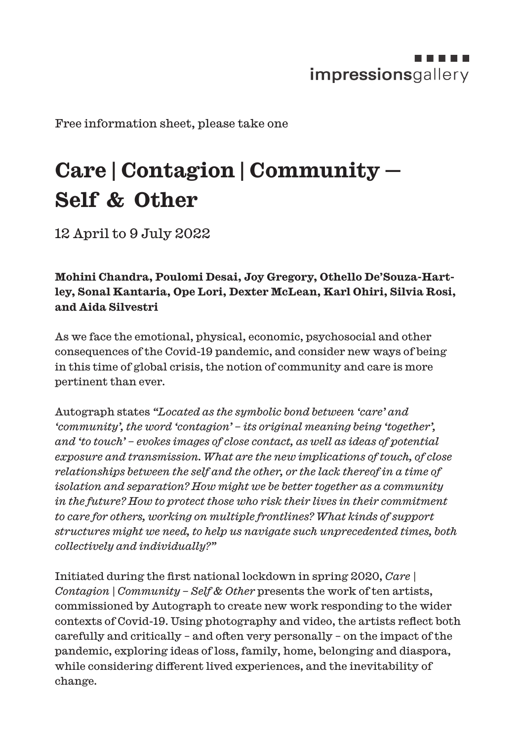impressionsgallery

Free information sheet, please take one

# Care | Contagion | Community — Self & Other

12 April to 9 July 2022

**Mohini Chandra, Poulomi Desai, Joy Gregory, Othello De'Souza-Hartley, Sonal Kantaria, Ope Lori, Dexter McLean, Karl Ohiri, Silvia Rosi, and Aida Silvestri**

As we face the emotional, physical, economic, psychosocial and other consequences of the Covid-19 pandemic, and consider new ways of being in this time of global crisis, the notion of community and care is more pertinent than ever.

Autograph states *"Located as the symbolic bond between 'care' and 'community', the word 'contagion' – its original meaning being 'together', and 'to touch' – evokes images of close contact, as well as ideas of potential exposure and transmission. What are the new implications of touch, of close relationships between the self and the other, or the lack thereof in a time of isolation and separation? How might we be better together as a community in the future? How to protect those who risk their lives in their commitment to care for others, working on multiple frontlines? What kinds of support structures might we need, to help us navigate such unprecedented times, both collectively and individually?"*

Initiated during the first national lockdown in spring 2020, *Care | Contagion | Community – Self & Other* presents the work of ten artists, commissioned by Autograph to create new work responding to the wider contexts of Covid-19. Using photography and video, the artists reflect both carefully and critically – and often very personally – on the impact of the pandemic, exploring ideas of loss, family, home, belonging and diaspora, while considering different lived experiences, and the inevitability of change.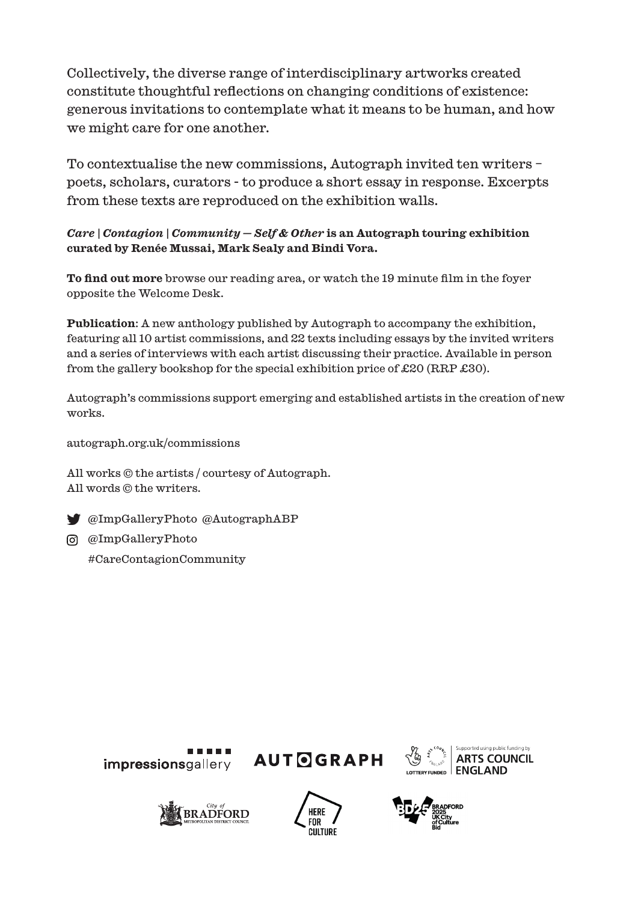Collectively, the diverse range of interdisciplinary artworks created constitute thoughtful reflections on changing conditions of existence: generous invitations to contemplate what it means to be human, and how we might care for one another.

To contextualise the new commissions, Autograph invited ten writers – poets, scholars, curators - to produce a short essay in response. Excerpts from these texts are reproduced on the exhibition walls.

***Care | Contagion | Community — Self & Other* is an Autograph touring exhibition curated by Renée Mussai, Mark Sealy and Bindi Vora.**

**To find out more** browse our reading area, or watch the 19 minute film in the foyer opposite the Welcome Desk.

**Publication**: A new anthology published by Autograph to accompany the exhibition, featuring all 10 artist commissions, and 22 texts including essays by the invited writers and a series of interviews with each artist discussing their practice. Available in person from the gallery bookshop for the special exhibition price of £20 (RRP £30).

Autograph's commissions support emerging and established artists in the creation of new works.

autograph.org.uk/commissions

All works © the artists / courtesy of Autograph.
All words © the writers.

@ImpGalleryPhoto @AutographABP

@ImpGalleryPhoto

#CareContagionCommunity

impressionsgallery AUTOGRAPH Supported using public funding by ARTS COUNCIL ENGLAND LOTTERY FUNDED

City of BRADFORD METROPOLITAN DISTRICT COUNCIL HERE FOR CULTURE BD25 BRADFORD 2025 UK City of Culture Bid